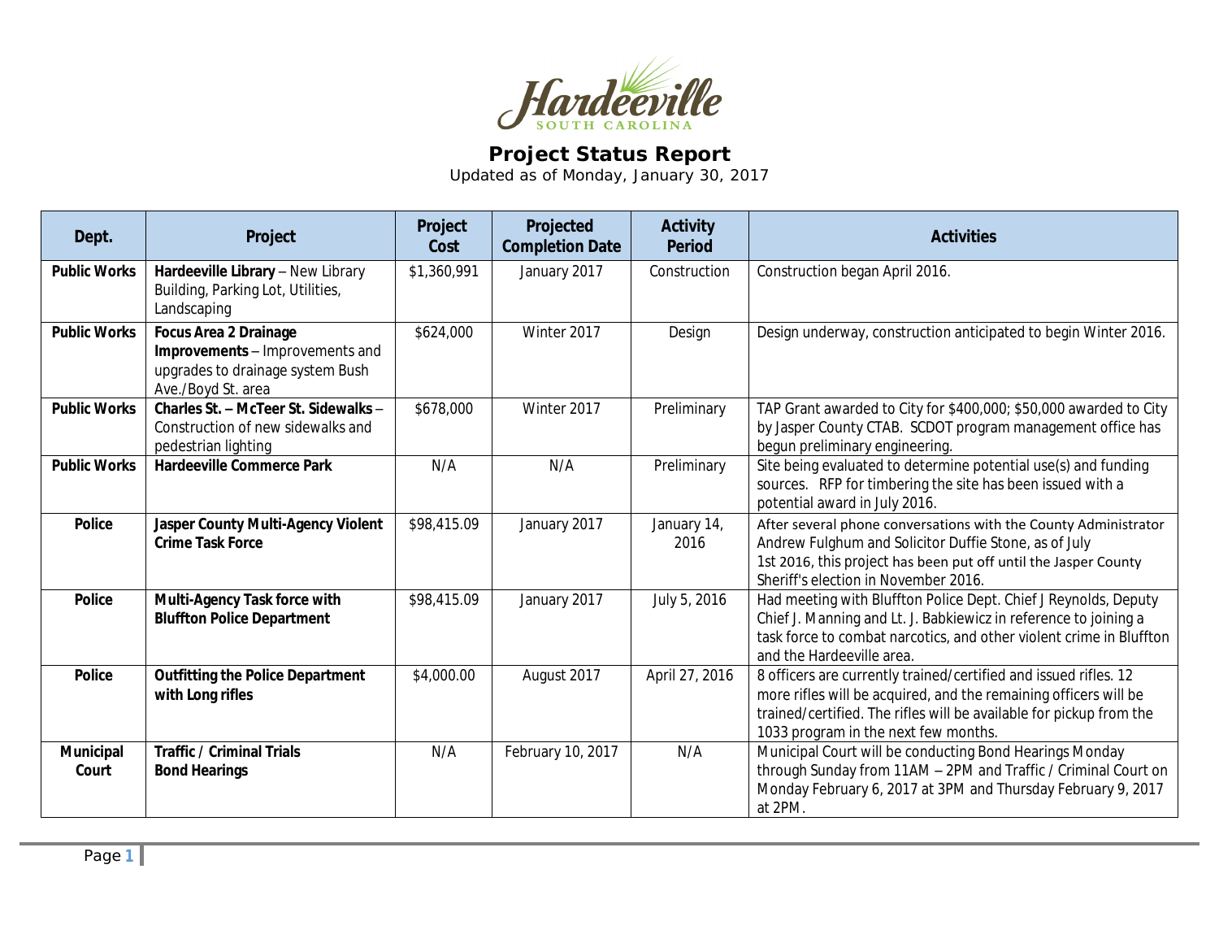Hardeeville
SOUTH CAROLINA

# Project Status Report

Updated as of Monday, January 30, 2017

| Dept. | Project | Project Cost | Projected Completion Date | Activity Period | Activities |
|---|---|---|---|---|---|
| **Public Works** | **Hardeeville Library** – New Library Building, Parking Lot, Utilities, Landscaping | $1,360,991 | January 2017 | Construction | Construction began April 2016. |
| **Public Works** | **Focus Area 2 Drainage Improvements** – Improvements and upgrades to drainage system Bush Ave./Boyd St. area | $624,000 | Winter 2017 | Design | Design underway, construction anticipated to begin Winter 2016. |
| **Public Works** | **Charles St. – McTeer St. Sidewalks** – Construction of new sidewalks and pedestrian lighting | $678,000 | Winter 2017 | Preliminary | TAP Grant awarded to City for $400,000; $50,000 awarded to City by Jasper County CTAB. SCDOT program management office has begun preliminary engineering. |
| **Public Works** | **Hardeeville Commerce Park** | N/A | N/A | Preliminary | Site being evaluated to determine potential use(s) and funding sources. RFP for timbering the site has been issued with a potential award in July 2016. |
| **Police** | **Jasper County Multi-Agency Violent Crime Task Force** | $98,415.09 | January 2017 | January 14, 2016 | After several phone conversations with the County Administrator Andrew Fulghum and Solicitor Duffie Stone, as of July 1st 2016, this project has been put off until the Jasper County Sheriff's election in November 2016. |
| **Police** | **Multi-Agency Task force with Bluffton Police Department** | $98,415.09 | January 2017 | July 5, 2016 | Had meeting with Bluffton Police Dept. Chief J Reynolds, Deputy Chief J. Manning and Lt. J. Babkiewicz in reference to joining a task force to combat narcotics, and other violent crime in Bluffton and the Hardeeville area. |
| **Police** | **Outfitting the Police Department with Long rifles** | $4,000.00 | August 2017 | April 27, 2016 | 8 officers are currently trained/certified and issued rifles. 12 more rifles will be acquired, and the remaining officers will be trained/certified. The rifles will be available for pickup from the 1033 program in the next few months. |
| **Municipal Court** | **Traffic / Criminal Trials Bond Hearings** | N/A | February 10, 2017 | N/A | Municipal Court will be conducting Bond Hearings Monday through Sunday from 11AM – 2PM and Traffic / Criminal Court on Monday February 6, 2017 at 3PM and Thursday February 9, 2017 at 2PM. |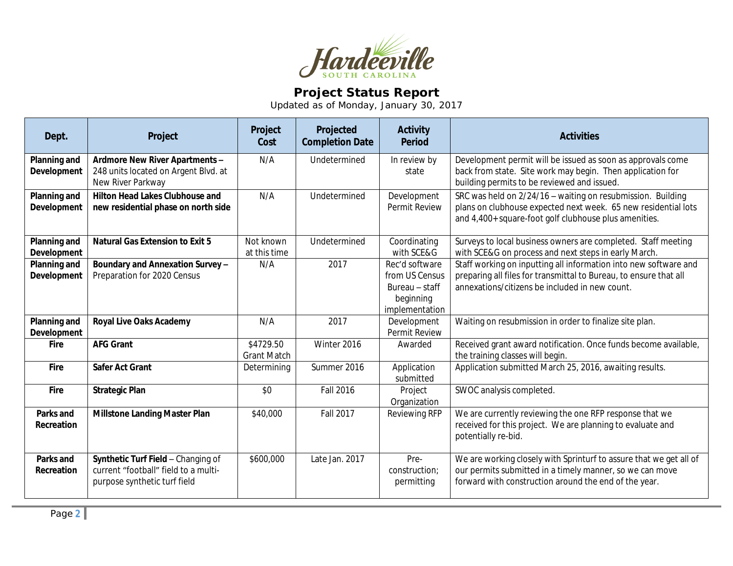# Project Status Report

Updated as of Monday, January 30, 2017

| Dept. | Project | Project Cost | Projected Completion Date | Activity Period | Activities |
|---|---|---|---|---|---|
| **Planning and Development** | **Ardmore New River Apartments –** 248 units located on Argent Blvd. at New River Parkway | N/A | Undetermined | In review by state | Development permit will be issued as soon as approvals come back from state. Site work may begin. Then application for building permits to be reviewed and issued. |
| **Planning and Development** | **Hilton Head Lakes Clubhouse and new residential phase on north side** | N/A | Undetermined | Development Permit Review | SRC was held on 2/24/16 – waiting on resubmission. Building plans on clubhouse expected next week. 65 new residential lots and 4,400+ square-foot golf clubhouse plus amenities. |
| **Planning and Development** | **Natural Gas Extension to Exit 5** | Not known at this time | Undetermined | Coordinating with SCE&G | Surveys to local business owners are completed. Staff meeting with SCE&G on process and next steps in early March. |
| **Planning and Development** | **Boundary and Annexation Survey –** Preparation for 2020 Census | N/A | 2017 | Rec'd software from US Census Bureau – staff beginning implementation | Staff working on inputting all information into new software and preparing all files for transmittal to Bureau, to ensure that all annexations/citizens be included in new count. |
| **Planning and Development** | **Royal Live Oaks Academy** | N/A | 2017 | Development Permit Review | Waiting on resubmission in order to finalize site plan. |
| **Fire** | **AFG Grant** | $4729.50 Grant Match | Winter 2016 | Awarded | Received grant award notification. Once funds become available, the training classes will begin. |
| **Fire** | **Safer Act Grant** | Determining | Summer 2016 | Application submitted | Application submitted March 25, 2016, awaiting results. |
| **Fire** | **Strategic Plan** | $0 | Fall 2016 | Project Organization | SWOC analysis completed. |
| **Parks and Recreation** | **Millstone Landing Master Plan** | $40,000 | Fall 2017 | Reviewing RFP | We are currently reviewing the one RFP response that we received for this project. We are planning to evaluate and potentially re-bid. |
| **Parks and Recreation** | **Synthetic Turf Field** – Changing of current "football" field to a multi-purpose synthetic turf field | $600,000 | Late Jan. 2017 | Pre-construction; permitting | We are working closely with Sprinturf to assure that we get all of our permits submitted in a timely manner, so we can move forward with construction around the end of the year. |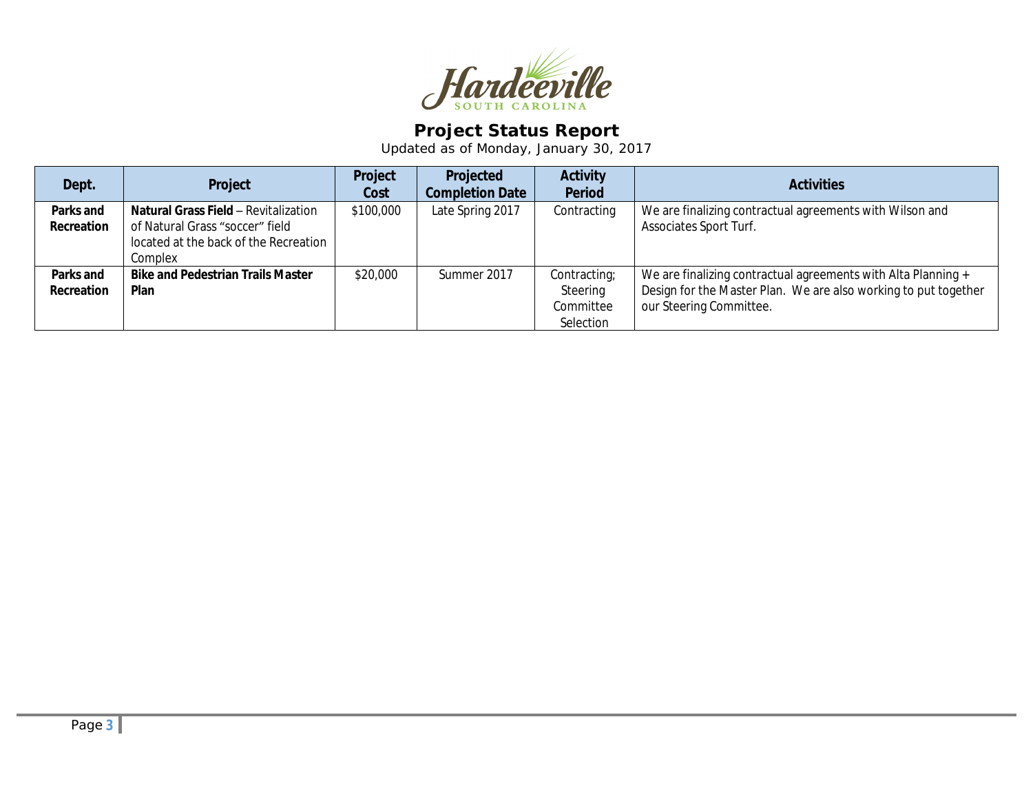# Project Status Report

Updated as of Monday, January 30, 2017

| Dept. | Project | Project Cost | Projected Completion Date | Activity Period | Activities |
|---|---|---|---|---|---|
| **Parks and Recreation** | **Natural Grass Field** – Revitalization of Natural Grass "soccer" field located at the back of the Recreation Complex | $100,000 | Late Spring 2017 | Contracting | We are finalizing contractual agreements with Wilson and Associates Sport Turf. |
| **Parks and Recreation** | **Bike and Pedestrian Trails Master Plan** | $20,000 | Summer 2017 | Contracting; Steering Committee Selection | We are finalizing contractual agreements with Alta Planning + Design for the Master Plan. We are also working to put together our Steering Committee. |